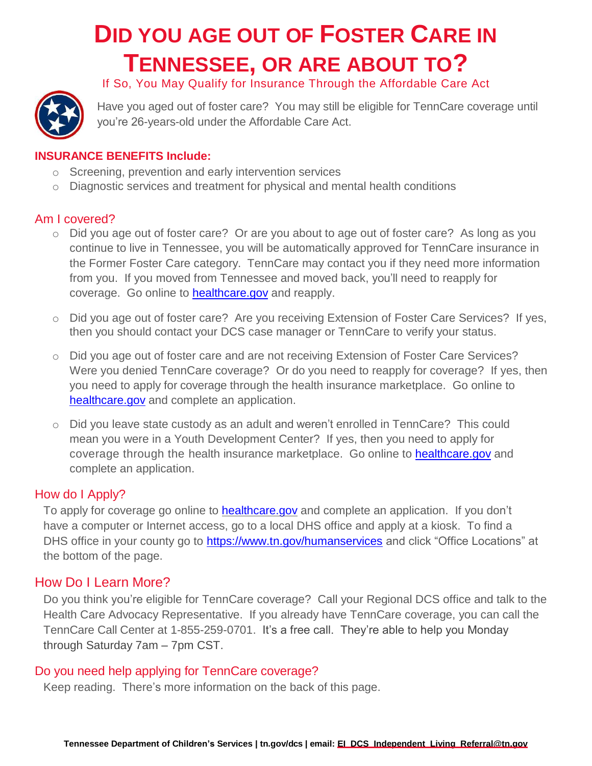# Did you age out of Foster Care in Tennessee, or are about to?

If So, You May Qualify for Insurance Through the Affordable Care Act

Have you aged out of foster care? You may still be eligible for TennCare coverage until you're 26-years-old under the Affordable Care Act.

**INSURANCE BENEFITS Include:**

- Screening, prevention and early intervention services
- Diagnostic services and treatment for physical and mental health conditions

## Am I covered?

- Did you age out of foster care? Or are you about to age out of foster care? As long as you continue to live in Tennessee, you will be automatically approved for TennCare insurance in the Former Foster Care category. TennCare may contact you if they need more information from you. If you moved from Tennessee and moved back, you'll need to reapply for coverage. Go online to [healthcare.gov](healthcare.gov) and reapply.

- Did you age out of foster care? Are you receiving Extension of Foster Care Services? If yes, then you should contact your DCS case manager or TennCare to verify your status.

- Did you age out of foster care and are not receiving Extension of Foster Care Services? Were you denied TennCare coverage? Or do you need to reapply for coverage? If yes, then you need to apply for coverage through the health insurance marketplace. Go online to [healthcare.gov](healthcare.gov) and complete an application.

- Did you leave state custody as an adult and weren't enrolled in TennCare? This could mean you were in a Youth Development Center? If yes, then you need to apply for coverage through the health insurance marketplace. Go online to [healthcare.gov](healthcare.gov) and complete an application.

## How do I Apply?

To apply for coverage go online to [healthcare.gov](healthcare.gov) and complete an application. If you don't have a computer or Internet access, go to a local DHS office and apply at a kiosk. To find a DHS office in your county go to [https://www.tn.gov/humanservices](https://www.tn.gov/humanservices) and click "Office Locations" at the bottom of the page.

## How Do I Learn More?

Do you think you're eligible for TennCare coverage? Call your Regional DCS office and talk to the Health Care Advocacy Representative. If you already have TennCare coverage, you can call the TennCare Call Center at 1-855-259-0701. It's a free call. They're able to help you Monday through Saturday 7am – 7pm CST.

## Do you need help applying for TennCare coverage?

Keep reading. There's more information on the back of this page.

**Tennessee Department of Children's Services | tn.gov/dcs | email: EI_DCS_Independent_Living_Referral@tn.gov**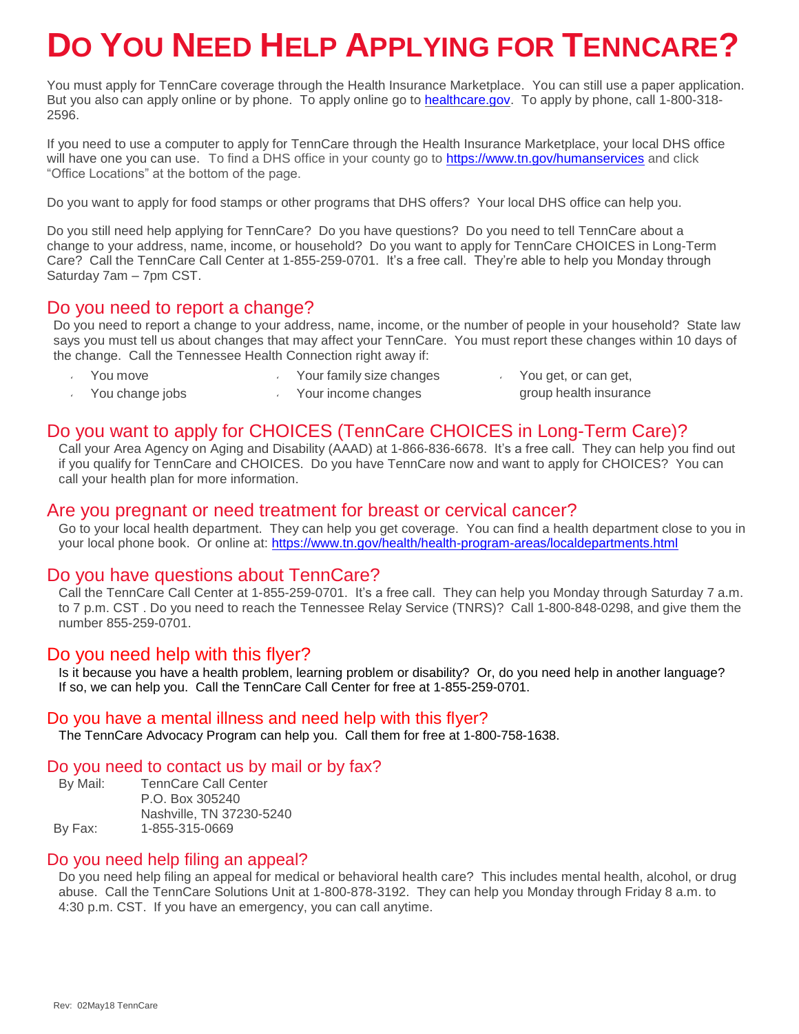# Do You Need Help Applying for TennCare?

You must apply for TennCare coverage through the Health Insurance Marketplace. You can still use a paper application. But you also can apply online or by phone. To apply online go to [healthcare.gov](healthcare.gov). To apply by phone, call 1-800-318-2596.

If you need to use a computer to apply for TennCare through the Health Insurance Marketplace, your local DHS office will have one you can use. To find a DHS office in your county go to [https://www.tn.gov/humanservices](https://www.tn.gov/humanservices) and click "Office Locations" at the bottom of the page.

Do you want to apply for food stamps or other programs that DHS offers? Your local DHS office can help you.

Do you still need help applying for TennCare? Do you have questions? Do you need to tell TennCare about a change to your address, name, income, or household? Do you want to apply for TennCare CHOICES in Long-Term Care? Call the TennCare Call Center at 1-855-259-0701. It's a free call. They're able to help you Monday through Saturday 7am – 7pm CST.

## Do you need to report a change?

Do you need to report a change to your address, name, income, or the number of people in your household? State law says you must tell us about changes that may affect your TennCare. You must report these changes within 10 days of the change. Call the Tennessee Health Connection right away if:

- You move
- You change jobs
- Your family size changes
- Your income changes
- You get, or can get, group health insurance

## Do you want to apply for CHOICES (TennCare CHOICES in Long-Term Care)?

Call your Area Agency on Aging and Disability (AAAD) at 1-866-836-6678. It's a free call. They can help you find out if you qualify for TennCare and CHOICES. Do you have TennCare now and want to apply for CHOICES? You can call your health plan for more information.

## Are you pregnant or need treatment for breast or cervical cancer?

Go to your local health department. They can help you get coverage. You can find a health department close to you in your local phone book. Or online at: [https://www.tn.gov/health/health-program-areas/localdepartments.html](https://www.tn.gov/health/health-program-areas/localdepartments.html)

## Do you have questions about TennCare?

Call the TennCare Call Center at 1-855-259-0701. It's a free call. They can help you Monday through Saturday 7 a.m. to 7 p.m. CST . Do you need to reach the Tennessee Relay Service (TNRS)? Call 1-800-848-0298, and give them the number 855-259-0701.

## Do you need help with this flyer?

Is it because you have a health problem, learning problem or disability? Or, do you need help in another language? If so, we can help you. Call the TennCare Call Center for free at 1-855-259-0701.

## Do you have a mental illness and need help with this flyer?

The TennCare Advocacy Program can help you. Call them for free at 1-800-758-1638.

## Do you need to contact us by mail or by fax?

By Mail: TennCare Call Center
P.O. Box 305240
Nashville, TN 37230-5240

By Fax: 1-855-315-0669

## Do you need help filing an appeal?

Do you need help filing an appeal for medical or behavioral health care? This includes mental health, alcohol, or drug abuse. Call the TennCare Solutions Unit at 1-800-878-3192. They can help you Monday through Friday 8 a.m. to 4:30 p.m. CST. If you have an emergency, you can call anytime.

Rev: 02May18 TennCare